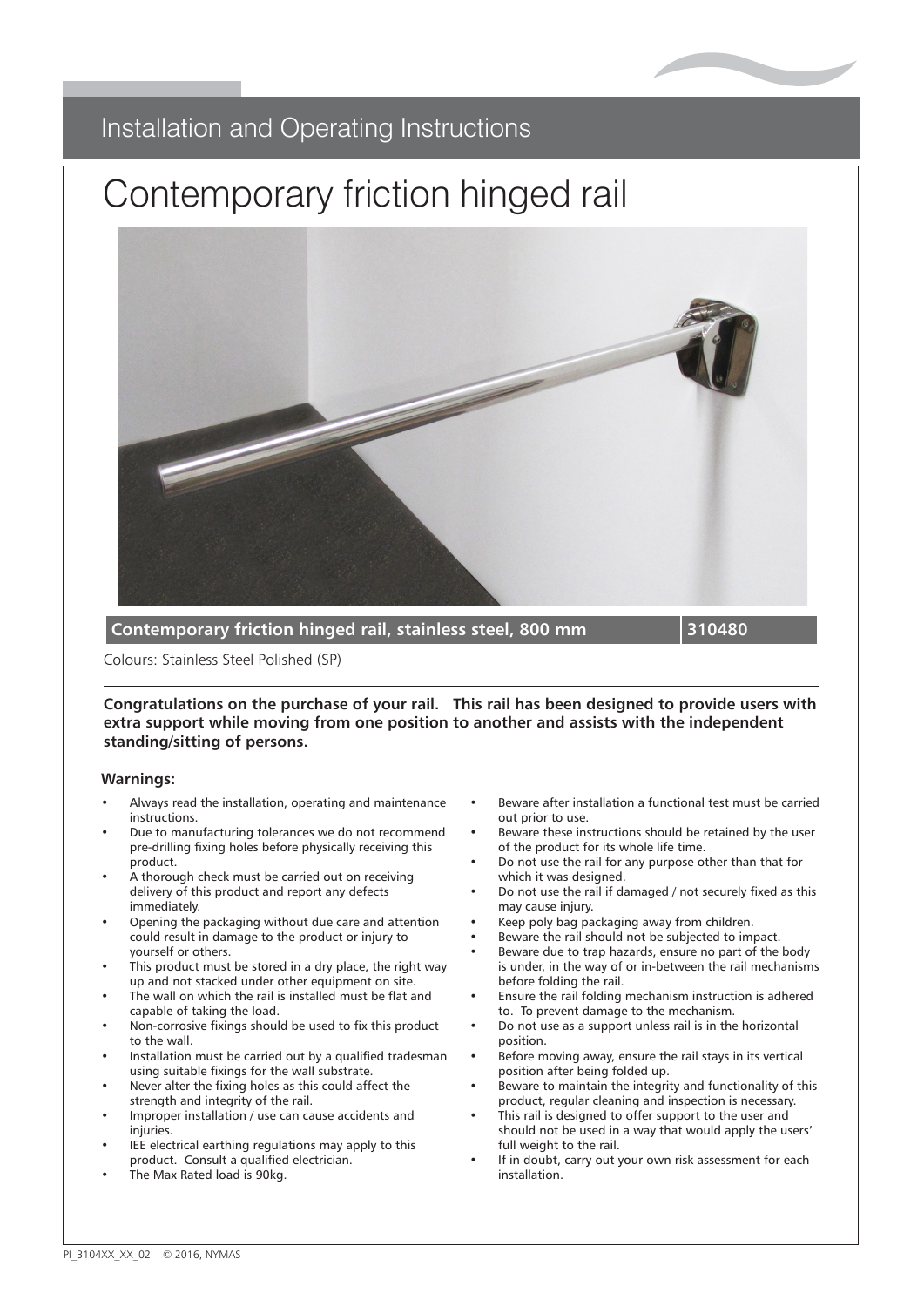## Installation and Operating Instructions

# Contemporary friction hinged rail

| Contemporary friction hinged rail, stainless steel, 800 mm | 310480 |
| --- | --- |

Colours: Stainless Steel Polished (SP)

**Congratulations on the purchase of your rail. This rail has been designed to provide users with extra support while moving from one position to another and assists with the independent standing/sitting of persons.**

### Warnings:

- Always read the installation, operating and maintenance instructions.
- Due to manufacturing tolerances we do not recommend pre-drilling fixing holes before physically receiving this product.
- A thorough check must be carried out on receiving delivery of this product and report any defects immediately.
- Opening the packaging without due care and attention could result in damage to the product or injury to yourself or others.
- This product must be stored in a dry place, the right way up and not stacked under other equipment on site.
- The wall on which the rail is installed must be flat and capable of taking the load.
- Non-corrosive fixings should be used to fix this product to the wall.
- Installation must be carried out by a qualified tradesman using suitable fixings for the wall substrate.
- Never alter the fixing holes as this could affect the strength and integrity of the rail.
- Improper installation / use can cause accidents and injuries.
- IEE electrical earthing regulations may apply to this product. Consult a qualified electrician.
- The Max Rated load is 90kg.
- Beware after installation a functional test must be carried out prior to use.
- Beware these instructions should be retained by the user of the product for its whole life time.
- Do not use the rail for any purpose other than that for which it was designed.
- Do not use the rail if damaged / not securely fixed as this may cause injury.
- Keep poly bag packaging away from children.
- Beware the rail should not be subjected to impact.
- Beware due to trap hazards, ensure no part of the body is under, in the way of or in-between the rail mechanisms before folding the rail.
- Ensure the rail folding mechanism instruction is adhered to. To prevent damage to the mechanism.
- Do not use as a support unless rail is in the horizontal position.
- Before moving away, ensure the rail stays in its vertical position after being folded up.
- Beware to maintain the integrity and functionality of this product, regular cleaning and inspection is necessary.
- This rail is designed to offer support to the user and should not be used in a way that would apply the users' full weight to the rail.
- If in doubt, carry out your own risk assessment for each installation.

PI_3104XX_XX_02 © 2016, NYMAS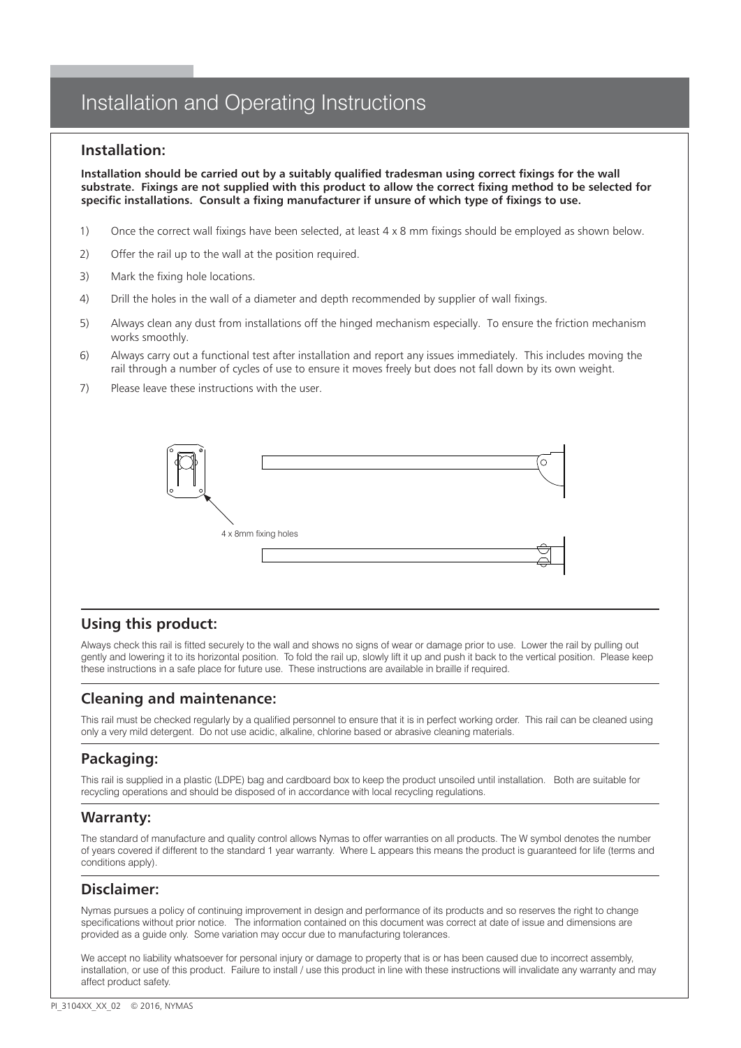// Installation and Operating Instructions

## Installation:

**Installation should be carried out by a suitably qualified tradesman using correct fixings for the wall substrate. Fixings are not supplied with this product to allow the correct fixing method to be selected for specific installations. Consult a fixing manufacturer if unsure of which type of fixings to use.**

1) Once the correct wall fixings have been selected, at least 4 x 8 mm fixings should be employed as shown below.
2) Offer the rail up to the wall at the position required.
3) Mark the fixing hole locations.
4) Drill the holes in the wall of a diameter and depth recommended by supplier of wall fixings.
5) Always clean any dust from installations off the hinged mechanism especially. To ensure the friction mechanism works smoothly.
6) Always carry out a functional test after installation and report any issues immediately. This includes moving the rail through a number of cycles of use to ensure it moves freely but does not fall down by its own weight.
7) Please leave these instructions with the user.

4 x 8mm fixing holes

## Using this product:

Always check this rail is fitted securely to the wall and shows no signs of wear or damage prior to use. Lower the rail by pulling out gently and lowering it to its horizontal position. To fold the rail up, slowly lift it up and push it back to the vertical position. Please keep these instructions in a safe place for future use. These instructions are available in braille if required.

## Cleaning and maintenance:

This rail must be checked regularly by a qualified personnel to ensure that it is in perfect working order. This rail can be cleaned using only a very mild detergent. Do not use acidic, alkaline, chlorine based or abrasive cleaning materials.

## Packaging:

This rail is supplied in a plastic (LDPE) bag and cardboard box to keep the product unsoiled until installation. Both are suitable for recycling operations and should be disposed of in accordance with local recycling regulations.

## Warranty:

The standard of manufacture and quality control allows Nymas to offer warranties on all products. The W symbol denotes the number of years covered if different to the standard 1 year warranty. Where L appears this means the product is guaranteed for life (terms and conditions apply).

## Disclaimer:

Nymas pursues a policy of continuing improvement in design and performance of its products and so reserves the right to change specifications without prior notice. The information contained on this document was correct at date of issue and dimensions are provided as a guide only. Some variation may occur due to manufacturing tolerances.

We accept no liability whatsoever for personal injury or damage to property that is or has been caused due to incorrect assembly, installation, or use of this product. Failure to install / use this product in line with these instructions will invalidate any warranty and may affect product safety.

PI_3104XX_XX_02 © 2016, NYMAS